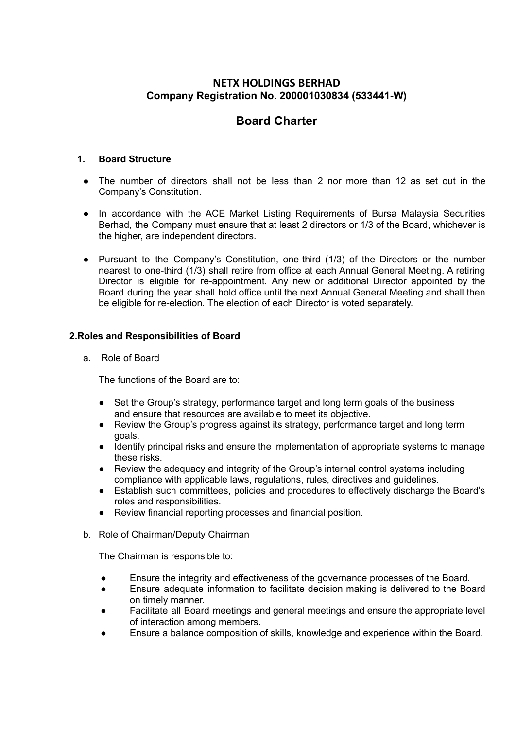# NETX HOLDINGS BERHAD
**Company Registration No. 200001030834 (533441-W)**

# Board Charter

## 1. Board Structure

- The number of directors shall not be less than 2 nor more than 12 as set out in the Company's Constitution.
- In accordance with the ACE Market Listing Requirements of Bursa Malaysia Securities Berhad, the Company must ensure that at least 2 directors or 1/3 of the Board, whichever is the higher, are independent directors.
- Pursuant to the Company's Constitution, one-third (1/3) of the Directors or the number nearest to one-third (1/3) shall retire from office at each Annual General Meeting. A retiring Director is eligible for re-appointment. Any new or additional Director appointed by the Board during the year shall hold office until the next Annual General Meeting and shall then be eligible for re-election. The election of each Director is voted separately.

## 2.Roles and Responsibilities of Board

a. Role of Board

The functions of the Board are to:

- Set the Group's strategy, performance target and long term goals of the business and ensure that resources are available to meet its objective.
- Review the Group's progress against its strategy, performance target and long term goals.
- Identify principal risks and ensure the implementation of appropriate systems to manage these risks.
- Review the adequacy and integrity of the Group's internal control systems including compliance with applicable laws, regulations, rules, directives and guidelines.
- Establish such committees, policies and procedures to effectively discharge the Board's roles and responsibilities.
- Review financial reporting processes and financial position.

b. Role of Chairman/Deputy Chairman

The Chairman is responsible to:

- Ensure the integrity and effectiveness of the governance processes of the Board.
- Ensure adequate information to facilitate decision making is delivered to the Board on timely manner.
- Facilitate all Board meetings and general meetings and ensure the appropriate level of interaction among members.
- Ensure a balance composition of skills, knowledge and experience within the Board.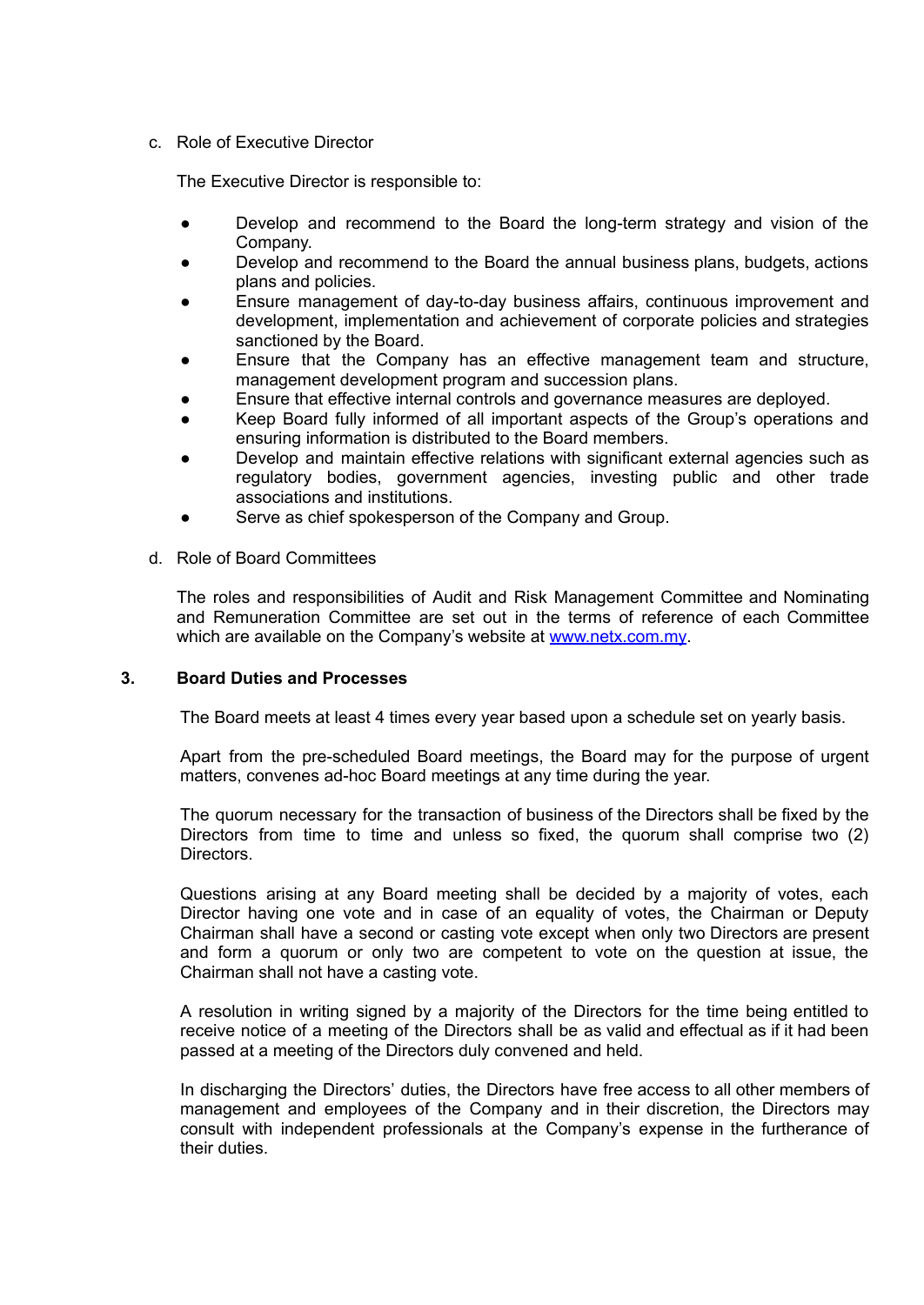c. Role of Executive Director

The Executive Director is responsible to:

- Develop and recommend to the Board the long-term strategy and vision of the Company.
- Develop and recommend to the Board the annual business plans, budgets, actions plans and policies.
- Ensure management of day-to-day business affairs, continuous improvement and development, implementation and achievement of corporate policies and strategies sanctioned by the Board.
- Ensure that the Company has an effective management team and structure, management development program and succession plans.
- Ensure that effective internal controls and governance measures are deployed.
- Keep Board fully informed of all important aspects of the Group's operations and ensuring information is distributed to the Board members.
- Develop and maintain effective relations with significant external agencies such as regulatory bodies, government agencies, investing public and other trade associations and institutions.
- Serve as chief spokesperson of the Company and Group.

d. Role of Board Committees

The roles and responsibilities of Audit and Risk Management Committee and Nominating and Remuneration Committee are set out in the terms of reference of each Committee which are available on the Company's website at [www.netx.com.my](http://www.netx.com.my).

## 3. Board Duties and Processes

The Board meets at least 4 times every year based upon a schedule set on yearly basis.

Apart from the pre-scheduled Board meetings, the Board may for the purpose of urgent matters, convenes ad-hoc Board meetings at any time during the year.

The quorum necessary for the transaction of business of the Directors shall be fixed by the Directors from time to time and unless so fixed, the quorum shall comprise two (2) Directors.

Questions arising at any Board meeting shall be decided by a majority of votes, each Director having one vote and in case of an equality of votes, the Chairman or Deputy Chairman shall have a second or casting vote except when only two Directors are present and form a quorum or only two are competent to vote on the question at issue, the Chairman shall not have a casting vote.

A resolution in writing signed by a majority of the Directors for the time being entitled to receive notice of a meeting of the Directors shall be as valid and effectual as if it had been passed at a meeting of the Directors duly convened and held.

In discharging the Directors' duties, the Directors have free access to all other members of management and employees of the Company and in their discretion, the Directors may consult with independent professionals at the Company's expense in the furtherance of their duties.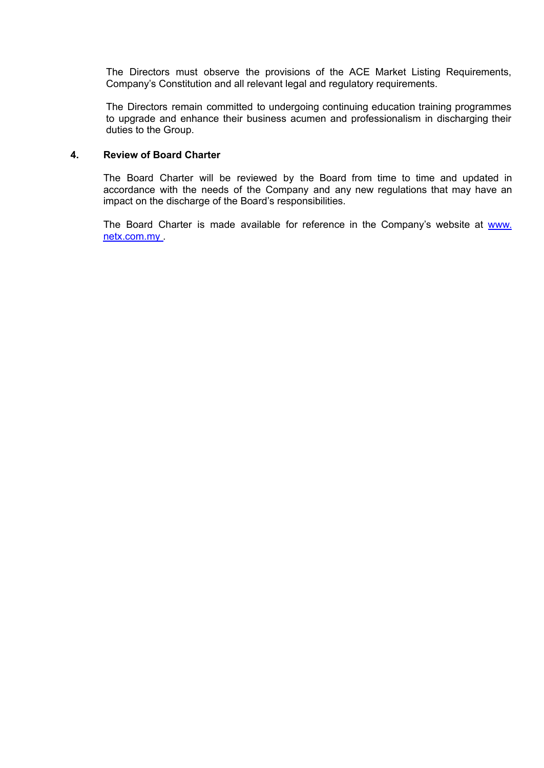The Directors must observe the provisions of the ACE Market Listing Requirements, Company's Constitution and all relevant legal and regulatory requirements.

The Directors remain committed to undergoing continuing education training programmes to upgrade and enhance their business acumen and professionalism in discharging their duties to the Group.

## 4. Review of Board Charter

The Board Charter will be reviewed by the Board from time to time and updated in accordance with the needs of the Company and any new regulations that may have an impact on the discharge of the Board's responsibilities.

The Board Charter is made available for reference in the Company's website at [www.netx.com.my](http://www.netx.com.my) .